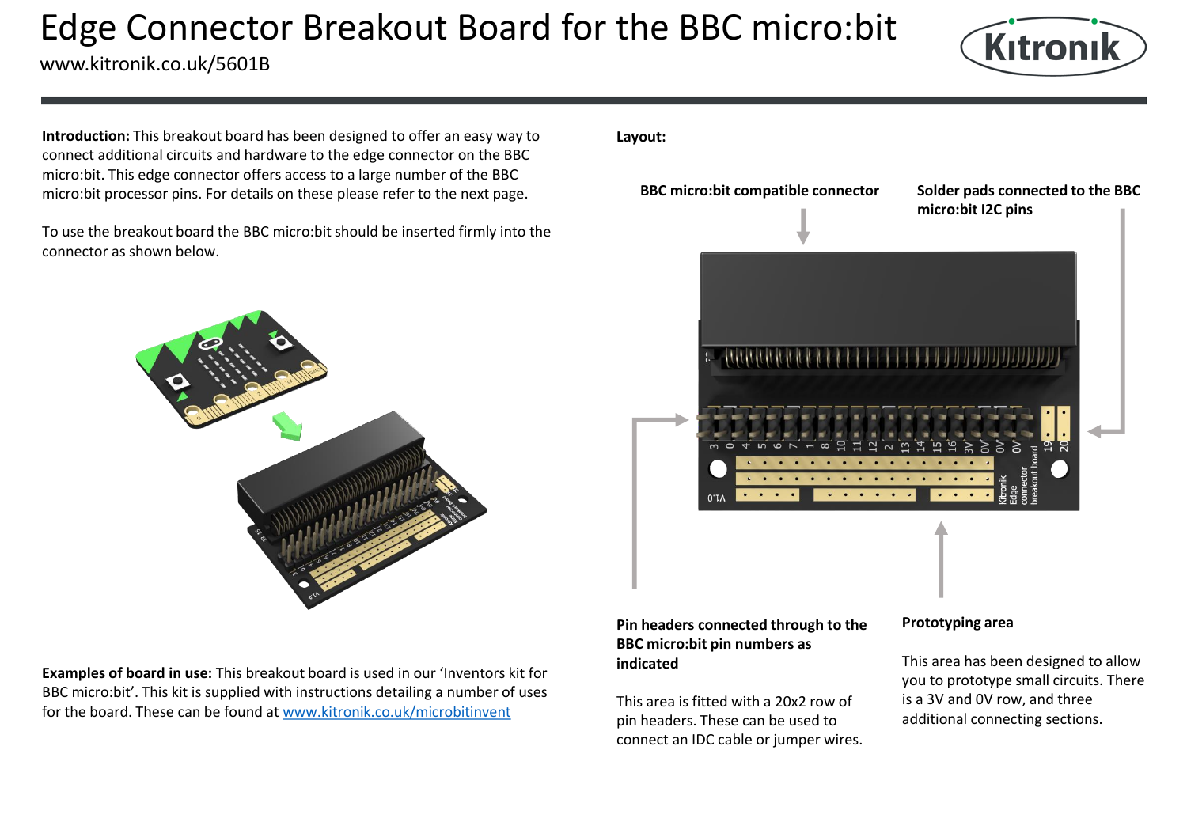# Edge Connector Breakout Board for the BBC micro:bit

www.kitronik.co.uk/5601B

**Introduction:** This breakout board has been designed to offer an easy way to connect additional circuits and hardware to the edge connector on the BBC micro:bit. This edge connector offers access to a large number of the BBC micro:bit processor pins. For details on these please refer to the next page.

To use the breakout board the BBC micro:bit should be inserted firmly into the connector as shown below.

**Examples of board in use:** This breakout board is used in our 'Inventors kit for BBC micro:bit'. This kit is supplied with instructions detailing a number of uses for the board. These can be found at [www.kitronik.co.uk/microbitinvent](www.kitronik.co.uk/microbitinvent)

**Layout:**

**BBC micro:bit compatible connector**

**Solder pads connected to the BBC micro:bit I2C pins**

**Pin headers connected through to the BBC micro:bit pin numbers as indicated**

This area is fitted with a 20x2 row of pin headers. These can be used to connect an IDC cable or jumper wires.

**Prototyping area**

This area has been designed to allow you to prototype small circuits. There is a 3V and 0V row, and three additional connecting sections.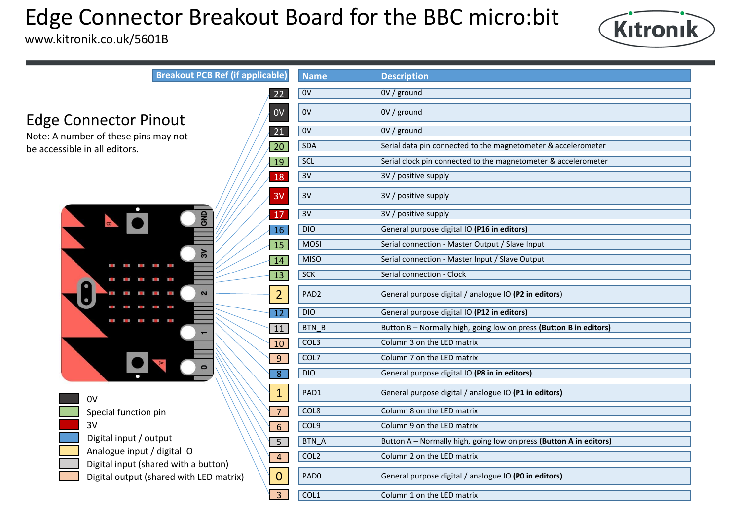# Edge Connector Breakout Board for the BBC micro:bit

www.kitronik.co.uk/5601B

## Edge Connector Pinout

Note: A number of these pins may not be accessible in all editors.

| Breakout PCB Ref (if applicable) | Name | Description |
|---|---|---|
| 22 | 0V | 0V / ground |
| 0V | 0V | 0V / ground |
| 21 | 0V | 0V / ground |
| 20 | SDA | Serial data pin connected to the magnetometer & accelerometer |
| 19 | SCL | Serial clock pin connected to the magnetometer & accelerometer |
| 18 | 3V | 3V / positive supply |
| 3V | 3V | 3V / positive supply |
| 17 | 3V | 3V / positive supply |
| 16 | DIO | General purpose digital IO **(P16 in editors)** |
| 15 | MOSI | Serial connection - Master Output / Slave Input |
| 14 | MISO | Serial connection - Master Input / Slave Output |
| 13 | SCK | Serial connection - Clock |
| 2 | PAD2 | General purpose digital / analogue IO **(P2 in editors)** |
| 12 | DIO | General purpose digital IO **(P12 in editors)** |
| 11 | BTN_B | Button B – Normally high, going low on press **(Button B in editors)** |
| 10 | COL3 | Column 3 on the LED matrix |
| 9 | COL7 | Column 7 on the LED matrix |
| 8 | DIO | General purpose digital IO **(P8 in in editors)** |
| 1 | PAD1 | General purpose digital / analogue IO **(P1 in editors)** |
| 7 | COL8 | Column 8 on the LED matrix |
| 6 | COL9 | Column 9 on the LED matrix |
| 5 | BTN_A | Button A – Normally high, going low on press **(Button A in editors)** |
| 4 | COL2 | Column 2 on the LED matrix |
| 0 | PAD0 | General purpose digital / analogue IO **(P0 in editors)** |
| 3 | COL1 | Column 1 on the LED matrix |

Key:

- 0V
- Special function pin
- 3V
- Digital input / output
- Analogue input / digital IO
- Digital input (shared with a button)
- Digital output (shared with LED matrix)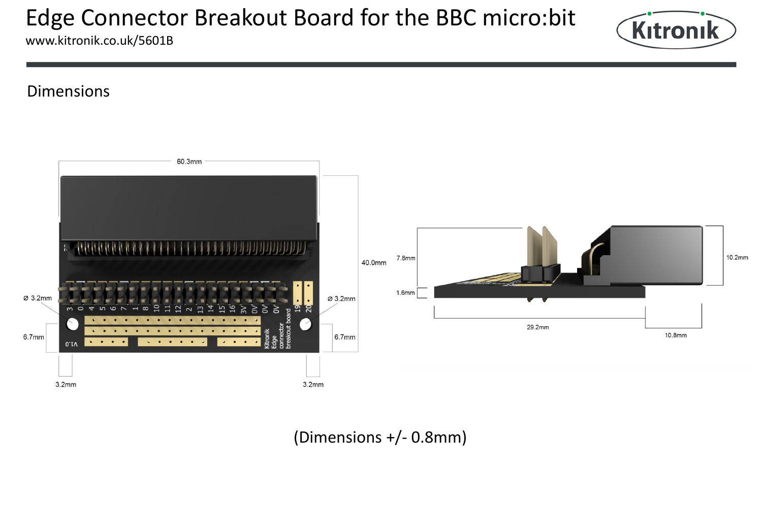# Edge Connector Breakout Board for the BBC micro:bit

www.kitronik.co.uk/5601B

Kitronik

## Dimensions

60.3mm

40.0mm

Ø 3.2mm

Ø 3.2mm

6.7mm

6.7mm

3.2mm

3.2mm

3 0 4 5 6 7 1 8 10 11 12 2 13 14 15 16 3V 0V 0V 0V 19 20

V1.0

Kitronik Edge connector breakout board

7.8mm

1.6mm

29.2mm

10.8mm

10.2mm

(Dimensions +/- 0.8mm)